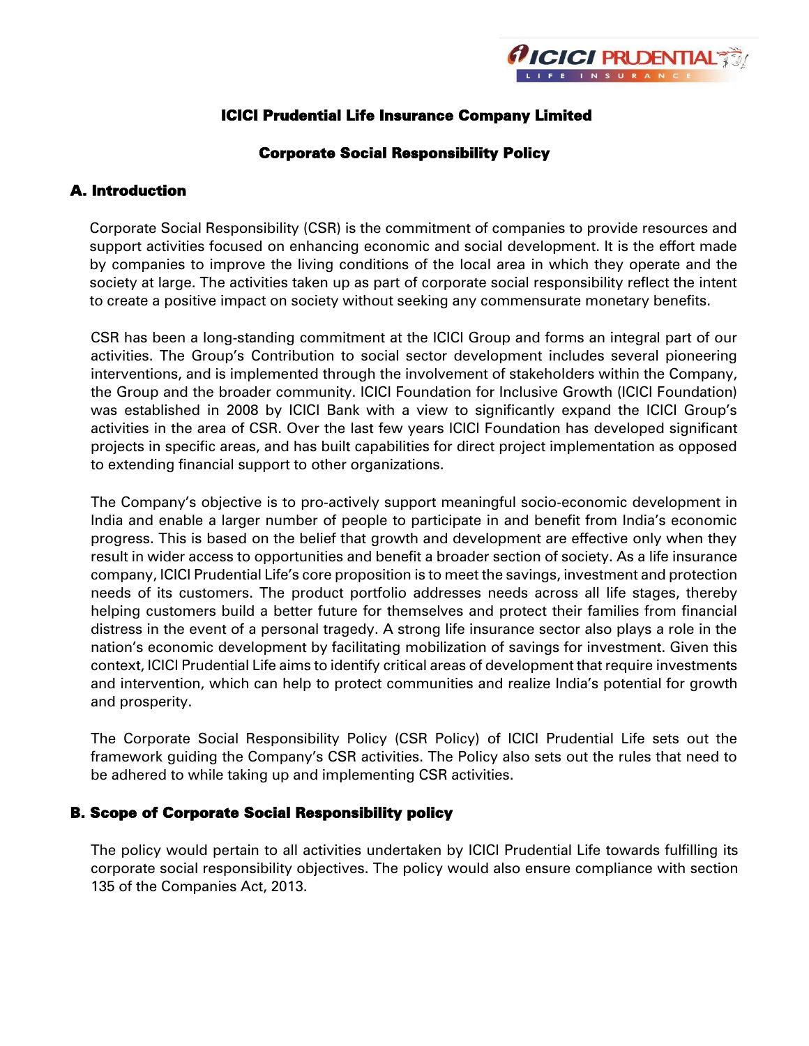# ICICI Prudential Life Insurance Company Limited

## Corporate Social Responsibility Policy

### A. Introduction

Corporate Social Responsibility (CSR) is the commitment of companies to provide resources and support activities focused on enhancing economic and social development. It is the effort made by companies to improve the living conditions of the local area in which they operate and the society at large. The activities taken up as part of corporate social responsibility reflect the intent to create a positive impact on society without seeking any commensurate monetary benefits.

CSR has been a long-standing commitment at the ICICI Group and forms an integral part of our activities. The Group's Contribution to social sector development includes several pioneering interventions, and is implemented through the involvement of stakeholders within the Company, the Group and the broader community. ICICI Foundation for Inclusive Growth (ICICI Foundation) was established in 2008 by ICICI Bank with a view to significantly expand the ICICI Group's activities in the area of CSR. Over the last few years ICICI Foundation has developed significant projects in specific areas, and has built capabilities for direct project implementation as opposed to extending financial support to other organizations.

The Company's objective is to pro-actively support meaningful socio-economic development in India and enable a larger number of people to participate in and benefit from India's economic progress. This is based on the belief that growth and development are effective only when they result in wider access to opportunities and benefit a broader section of society. As a life insurance company, ICICI Prudential Life's core proposition is to meet the savings, investment and protection needs of its customers. The product portfolio addresses needs across all life stages, thereby helping customers build a better future for themselves and protect their families from financial distress in the event of a personal tragedy. A strong life insurance sector also plays a role in the nation's economic development by facilitating mobilization of savings for investment. Given this context, ICICI Prudential Life aims to identify critical areas of development that require investments and intervention, which can help to protect communities and realize India's potential for growth and prosperity.

The Corporate Social Responsibility Policy (CSR Policy) of ICICI Prudential Life sets out the framework guiding the Company's CSR activities. The Policy also sets out the rules that need to be adhered to while taking up and implementing CSR activities.

### B. Scope of Corporate Social Responsibility policy

The policy would pertain to all activities undertaken by ICICI Prudential Life towards fulfilling its corporate social responsibility objectives. The policy would also ensure compliance with section 135 of the Companies Act, 2013.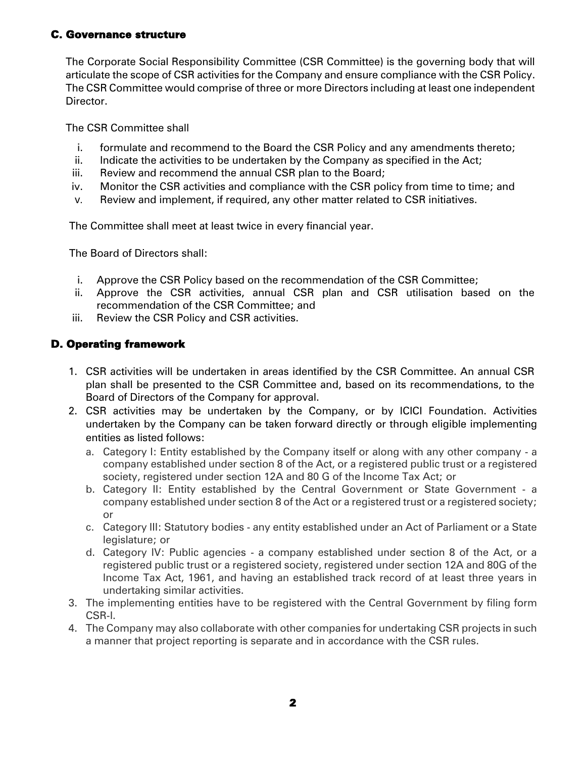## C. Governance structure

The Corporate Social Responsibility Committee (CSR Committee) is the governing body that will articulate the scope of CSR activities for the Company and ensure compliance with the CSR Policy. The CSR Committee would comprise of three or more Directors including at least one independent Director.

The CSR Committee shall

i. formulate and recommend to the Board the CSR Policy and any amendments thereto;
ii. Indicate the activities to be undertaken by the Company as specified in the Act;
iii. Review and recommend the annual CSR plan to the Board;
iv. Monitor the CSR activities and compliance with the CSR policy from time to time; and
v. Review and implement, if required, any other matter related to CSR initiatives.

The Committee shall meet at least twice in every financial year.

The Board of Directors shall:

i. Approve the CSR Policy based on the recommendation of the CSR Committee;
ii. Approve the CSR activities, annual CSR plan and CSR utilisation based on the recommendation of the CSR Committee; and
iii. Review the CSR Policy and CSR activities.

## D. Operating framework

1. CSR activities will be undertaken in areas identified by the CSR Committee. An annual CSR plan shall be presented to the CSR Committee and, based on its recommendations, to the Board of Directors of the Company for approval.
2. CSR activities may be undertaken by the Company, or by ICICI Foundation. Activities undertaken by the Company can be taken forward directly or through eligible implementing entities as listed follows:
   a. Category I: Entity established by the Company itself or along with any other company - a company established under section 8 of the Act, or a registered public trust or a registered society, registered under section 12A and 80 G of the Income Tax Act; or
   b. Category II: Entity established by the Central Government or State Government - a company established under section 8 of the Act or a registered trust or a registered society; or
   c. Category III: Statutory bodies - any entity established under an Act of Parliament or a State legislature; or
   d. Category IV: Public agencies - a company established under section 8 of the Act, or a registered public trust or a registered society, registered under section 12A and 80G of the Income Tax Act, 1961, and having an established track record of at least three years in undertaking similar activities.
3. The implementing entities have to be registered with the Central Government by filing form CSR-I.
4. The Company may also collaborate with other companies for undertaking CSR projects in such a manner that project reporting is separate and in accordance with the CSR rules.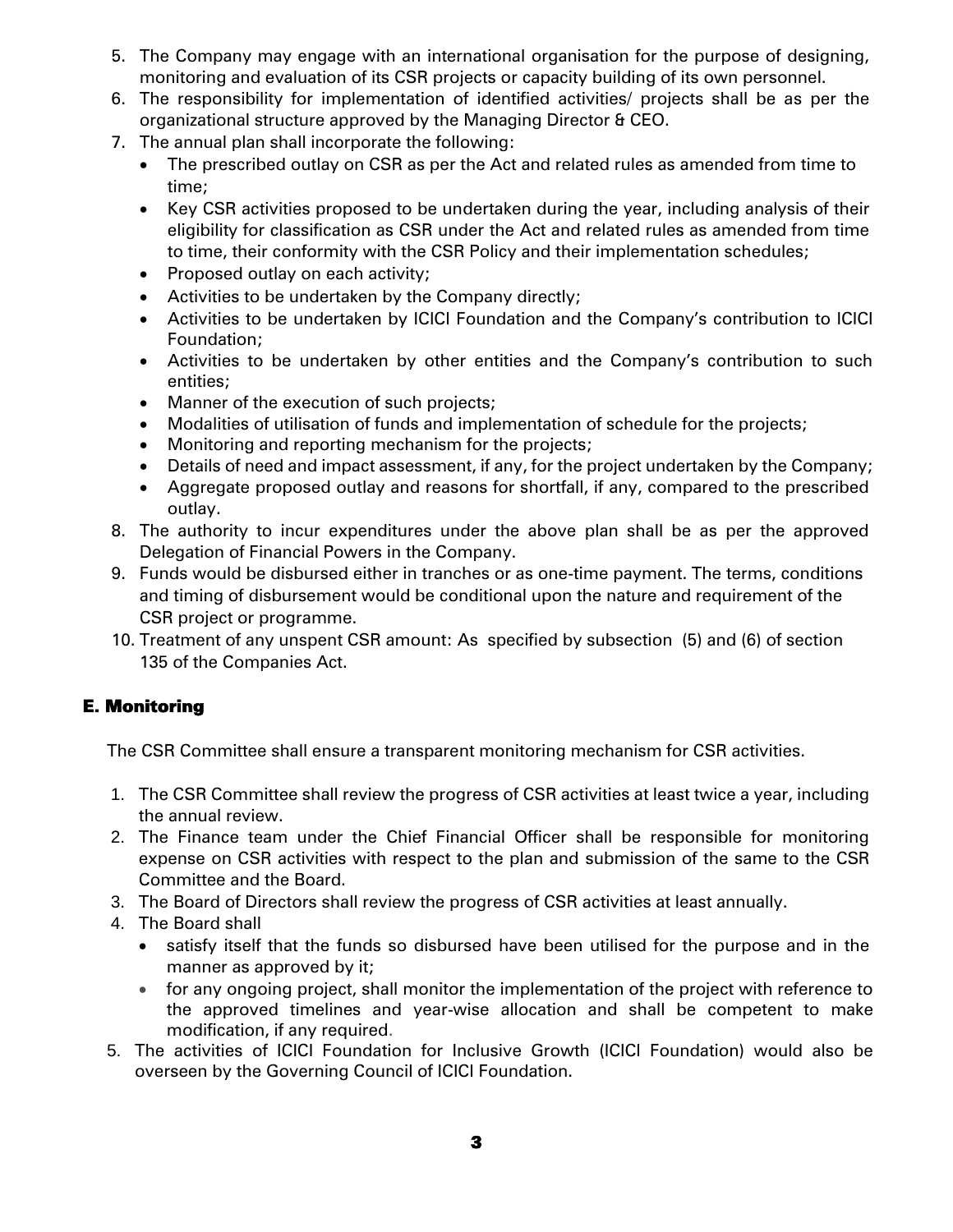5. The Company may engage with an international organisation for the purpose of designing, monitoring and evaluation of its CSR projects or capacity building of its own personnel.
6. The responsibility for implementation of identified activities/ projects shall be as per the organizational structure approved by the Managing Director & CEO.
7. The annual plan shall incorporate the following:
   - The prescribed outlay on CSR as per the Act and related rules as amended from time to time;
   - Key CSR activities proposed to be undertaken during the year, including analysis of their eligibility for classification as CSR under the Act and related rules as amended from time to time, their conformity with the CSR Policy and their implementation schedules;
   - Proposed outlay on each activity;
   - Activities to be undertaken by the Company directly;
   - Activities to be undertaken by ICICI Foundation and the Company's contribution to ICICI Foundation;
   - Activities to be undertaken by other entities and the Company's contribution to such entities;
   - Manner of the execution of such projects;
   - Modalities of utilisation of funds and implementation of schedule for the projects;
   - Monitoring and reporting mechanism for the projects;
   - Details of need and impact assessment, if any, for the project undertaken by the Company;
   - Aggregate proposed outlay and reasons for shortfall, if any, compared to the prescribed outlay.
8. The authority to incur expenditures under the above plan shall be as per the approved Delegation of Financial Powers in the Company.
9. Funds would be disbursed either in tranches or as one-time payment. The terms, conditions and timing of disbursement would be conditional upon the nature and requirement of the CSR project or programme.
10. Treatment of any unspent CSR amount: As specified by subsection (5) and (6) of section 135 of the Companies Act.

## E. Monitoring

The CSR Committee shall ensure a transparent monitoring mechanism for CSR activities.

1. The CSR Committee shall review the progress of CSR activities at least twice a year, including the annual review.
2. The Finance team under the Chief Financial Officer shall be responsible for monitoring expense on CSR activities with respect to the plan and submission of the same to the CSR Committee and the Board.
3. The Board of Directors shall review the progress of CSR activities at least annually.
4. The Board shall
   - satisfy itself that the funds so disbursed have been utilised for the purpose and in the manner as approved by it;
   - for any ongoing project, shall monitor the implementation of the project with reference to the approved timelines and year-wise allocation and shall be competent to make modification, if any required.
5. The activities of ICICI Foundation for Inclusive Growth (ICICI Foundation) would also be overseen by the Governing Council of ICICI Foundation.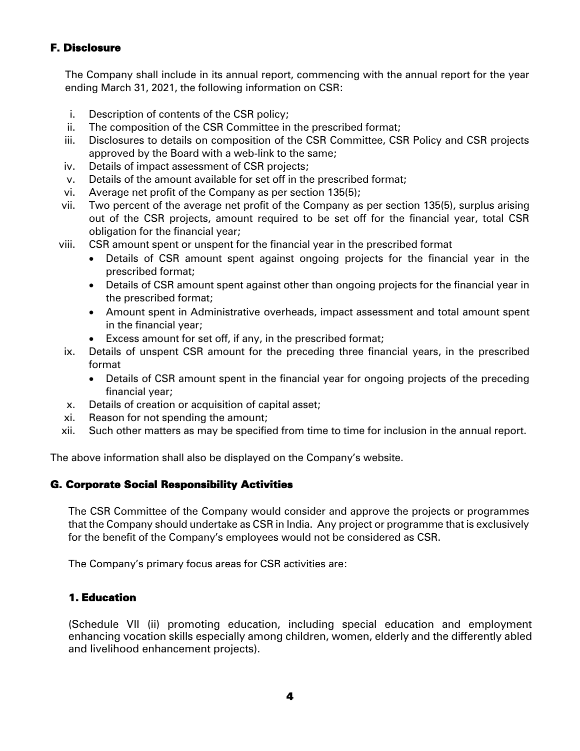## F. Disclosure

The Company shall include in its annual report, commencing with the annual report for the year ending March 31, 2021, the following information on CSR:

i. Description of contents of the CSR policy;
ii. The composition of the CSR Committee in the prescribed format;
iii. Disclosures to details on composition of the CSR Committee, CSR Policy and CSR projects approved by the Board with a web-link to the same;
iv. Details of impact assessment of CSR projects;
v. Details of the amount available for set off in the prescribed format;
vi. Average net profit of the Company as per section 135(5);
vii. Two percent of the average net profit of the Company as per section 135(5), surplus arising out of the CSR projects, amount required to be set off for the financial year, total CSR obligation for the financial year;
viii. CSR amount spent or unspent for the financial year in the prescribed format
    - Details of CSR amount spent against ongoing projects for the financial year in the prescribed format;
    - Details of CSR amount spent against other than ongoing projects for the financial year in the prescribed format;
    - Amount spent in Administrative overheads, impact assessment and total amount spent in the financial year;
    - Excess amount for set off, if any, in the prescribed format;
ix. Details of unspent CSR amount for the preceding three financial years, in the prescribed format
    - Details of CSR amount spent in the financial year for ongoing projects of the preceding financial year;
x. Details of creation or acquisition of capital asset;
xi. Reason for not spending the amount;
xii. Such other matters as may be specified from time to time for inclusion in the annual report.

The above information shall also be displayed on the Company's website.

## G. Corporate Social Responsibility Activities

The CSR Committee of the Company would consider and approve the projects or programmes that the Company should undertake as CSR in India. Any project or programme that is exclusively for the benefit of the Company's employees would not be considered as CSR.

The Company's primary focus areas for CSR activities are:

### 1. Education

(Schedule VII (ii) promoting education, including special education and employment enhancing vocation skills especially among children, women, elderly and the differently abled and livelihood enhancement projects).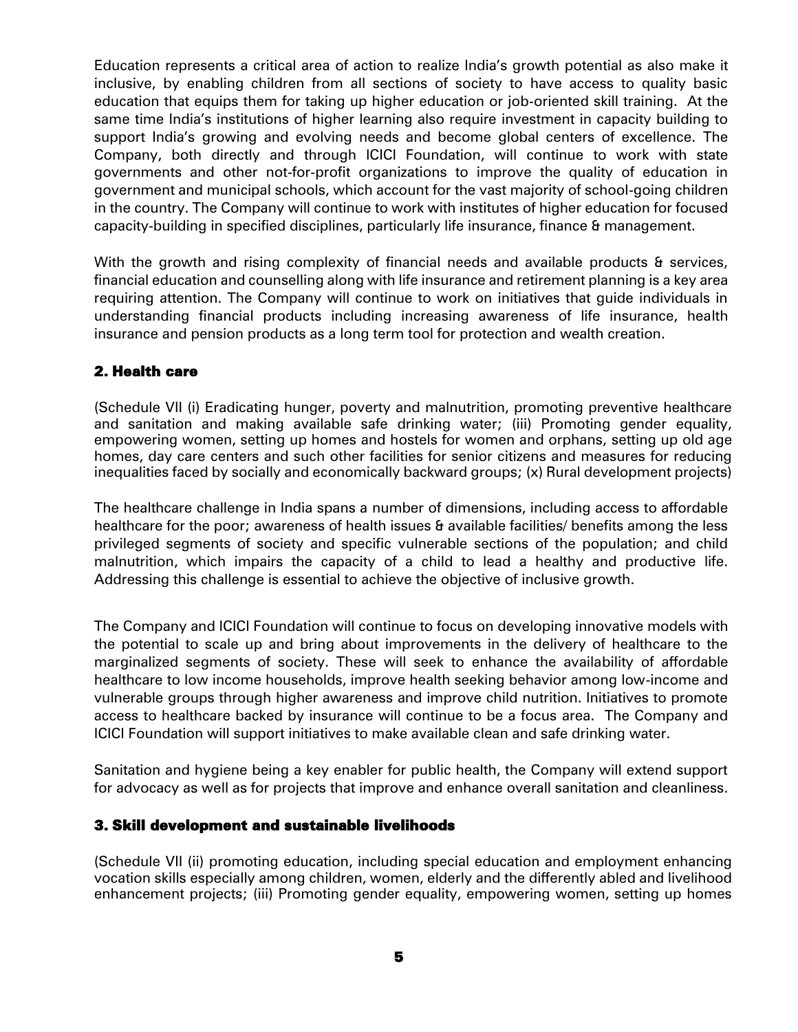Education represents a critical area of action to realize India's growth potential as also make it inclusive, by enabling children from all sections of society to have access to quality basic education that equips them for taking up higher education or job-oriented skill training. At the same time India's institutions of higher learning also require investment in capacity building to support India's growing and evolving needs and become global centers of excellence. The Company, both directly and through ICICI Foundation, will continue to work with state governments and other not-for-profit organizations to improve the quality of education in government and municipal schools, which account for the vast majority of school-going children in the country. The Company will continue to work with institutes of higher education for focused capacity-building in specified disciplines, particularly life insurance, finance & management.

With the growth and rising complexity of financial needs and available products & services, financial education and counselling along with life insurance and retirement planning is a key area requiring attention. The Company will continue to work on initiatives that guide individuals in understanding financial products including increasing awareness of life insurance, health insurance and pension products as a long term tool for protection and wealth creation.

## 2. Health care

(Schedule VII (i) Eradicating hunger, poverty and malnutrition, promoting preventive healthcare and sanitation and making available safe drinking water; (iii) Promoting gender equality, empowering women, setting up homes and hostels for women and orphans, setting up old age homes, day care centers and such other facilities for senior citizens and measures for reducing inequalities faced by socially and economically backward groups; (x) Rural development projects)

The healthcare challenge in India spans a number of dimensions, including access to affordable healthcare for the poor; awareness of health issues & available facilities/ benefits among the less privileged segments of society and specific vulnerable sections of the population; and child malnutrition, which impairs the capacity of a child to lead a healthy and productive life. Addressing this challenge is essential to achieve the objective of inclusive growth.

The Company and ICICI Foundation will continue to focus on developing innovative models with the potential to scale up and bring about improvements in the delivery of healthcare to the marginalized segments of society. These will seek to enhance the availability of affordable healthcare to low income households, improve health seeking behavior among low-income and vulnerable groups through higher awareness and improve child nutrition. Initiatives to promote access to healthcare backed by insurance will continue to be a focus area. The Company and ICICI Foundation will support initiatives to make available clean and safe drinking water.

Sanitation and hygiene being a key enabler for public health, the Company will extend support for advocacy as well as for projects that improve and enhance overall sanitation and cleanliness.

## 3. Skill development and sustainable livelihoods

(Schedule VII (ii) promoting education, including special education and employment enhancing vocation skills especially among children, women, elderly and the differently abled and livelihood enhancement projects; (iii) Promoting gender equality, empowering women, setting up homes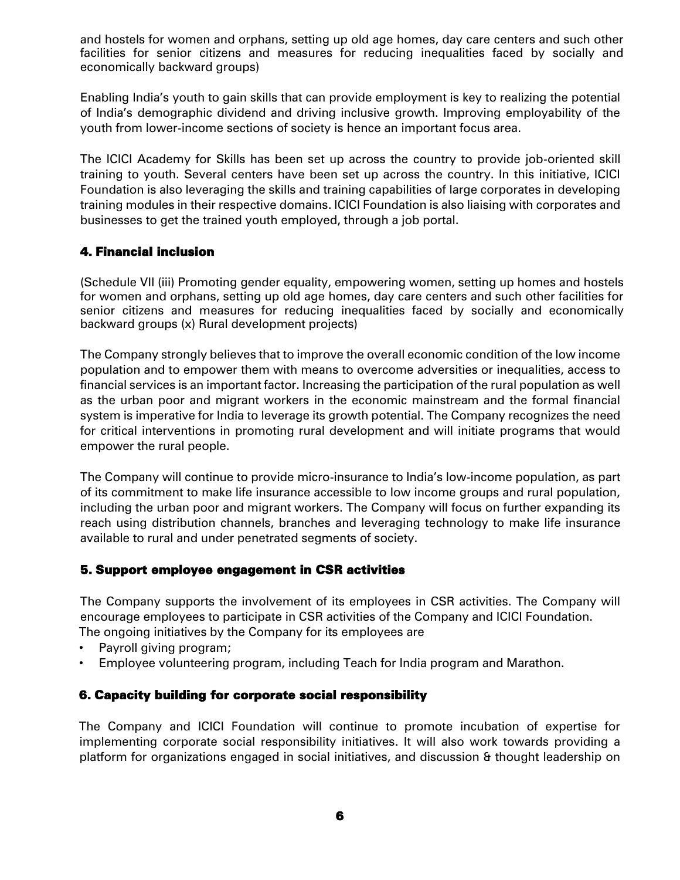and hostels for women and orphans, setting up old age homes, day care centers and such other facilities for senior citizens and measures for reducing inequalities faced by socially and economically backward groups)

Enabling India's youth to gain skills that can provide employment is key to realizing the potential of India's demographic dividend and driving inclusive growth. Improving employability of the youth from lower-income sections of society is hence an important focus area.

The ICICI Academy for Skills has been set up across the country to provide job-oriented skill training to youth. Several centers have been set up across the country. In this initiative, ICICI Foundation is also leveraging the skills and training capabilities of large corporates in developing training modules in their respective domains. ICICI Foundation is also liaising with corporates and businesses to get the trained youth employed, through a job portal.

### 4. Financial inclusion

(Schedule VII (iii) Promoting gender equality, empowering women, setting up homes and hostels for women and orphans, setting up old age homes, day care centers and such other facilities for senior citizens and measures for reducing inequalities faced by socially and economically backward groups (x) Rural development projects)

The Company strongly believes that to improve the overall economic condition of the low income population and to empower them with means to overcome adversities or inequalities, access to financial services is an important factor. Increasing the participation of the rural population as well as the urban poor and migrant workers in the economic mainstream and the formal financial system is imperative for India to leverage its growth potential. The Company recognizes the need for critical interventions in promoting rural development and will initiate programs that would empower the rural people.

The Company will continue to provide micro-insurance to India's low-income population, as part of its commitment to make life insurance accessible to low income groups and rural population, including the urban poor and migrant workers. The Company will focus on further expanding its reach using distribution channels, branches and leveraging technology to make life insurance available to rural and under penetrated segments of society.

### 5. Support employee engagement in CSR activities

The Company supports the involvement of its employees in CSR activities. The Company will encourage employees to participate in CSR activities of the Company and ICICI Foundation. The ongoing initiatives by the Company for its employees are

- Payroll giving program;
- Employee volunteering program, including Teach for India program and Marathon.

### 6. Capacity building for corporate social responsibility

The Company and ICICI Foundation will continue to promote incubation of expertise for implementing corporate social responsibility initiatives. It will also work towards providing a platform for organizations engaged in social initiatives, and discussion & thought leadership on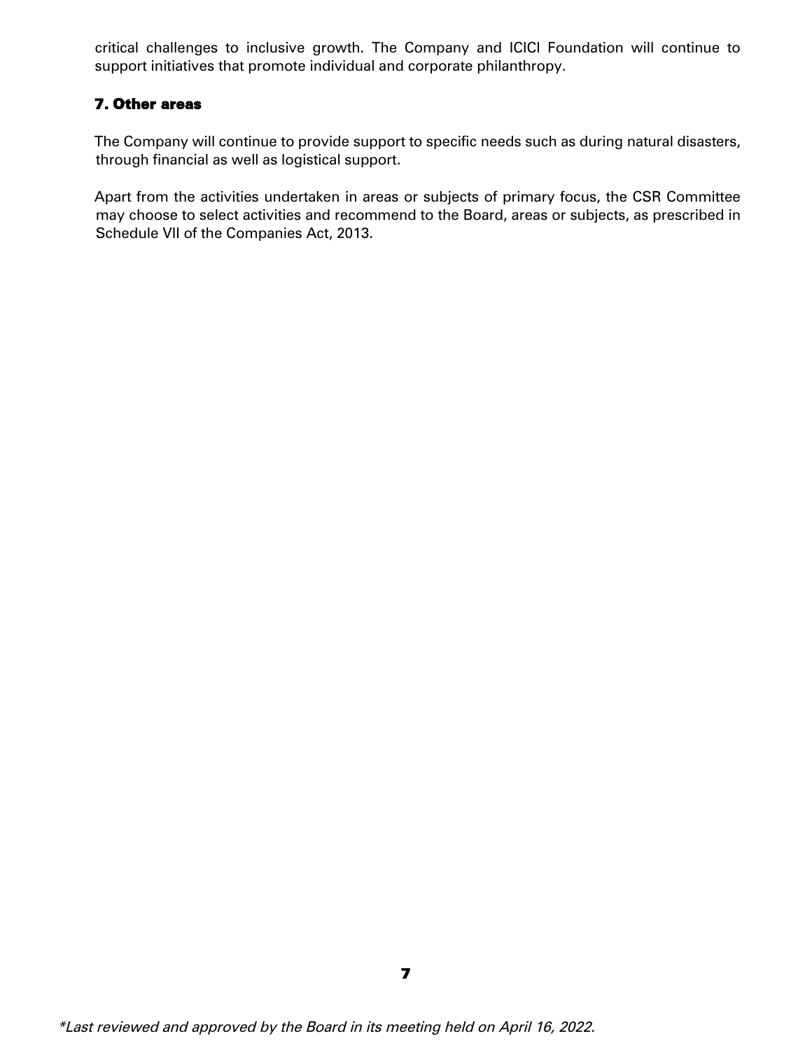critical challenges to inclusive growth. The Company and ICICI Foundation will continue to support initiatives that promote individual and corporate philanthropy.

### 7. Other areas

The Company will continue to provide support to specific needs such as during natural disasters, through financial as well as logistical support.

Apart from the activities undertaken in areas or subjects of primary focus, the CSR Committee may choose to select activities and recommend to the Board, areas or subjects, as prescribed in Schedule VII of the Companies Act, 2013.

*\*Last reviewed and approved by the Board in its meeting held on April 16, 2022.*